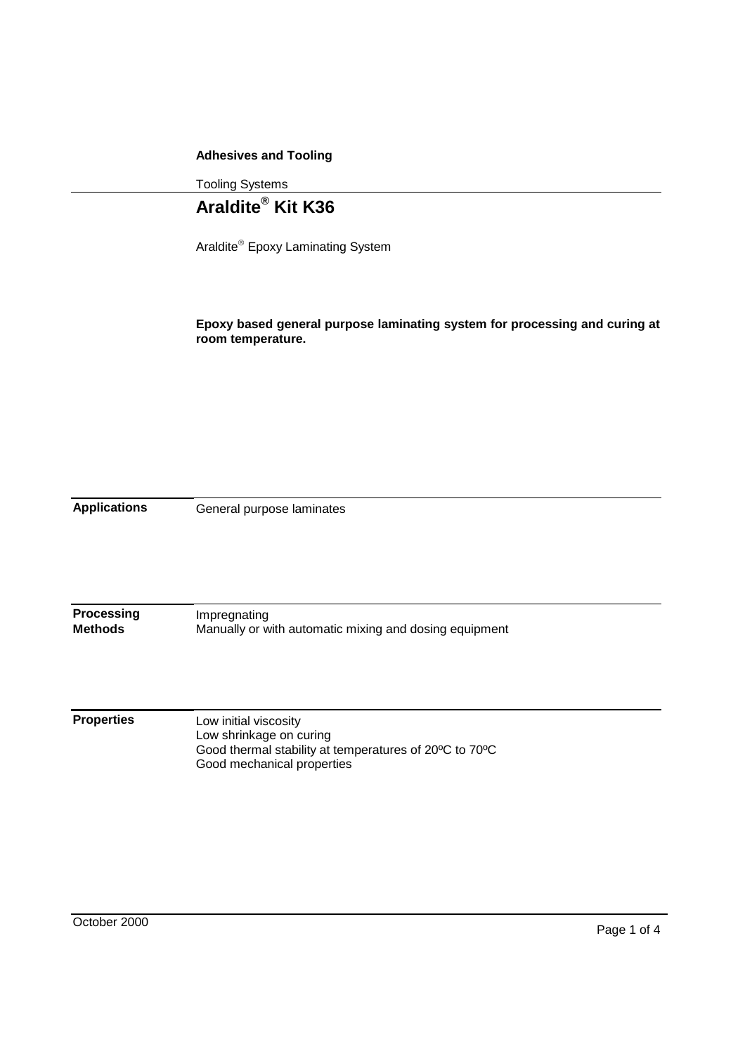**Adhesives and Tooling**

Tooling Systems

# Araldite® Kit K36

Araldite® Epoxy Laminating System

**Epoxy based general purpose laminating system for processing and curing at room temperature.**

**Applications**

General purpose laminates

**Processing Methods**

Impregnating
Manually or with automatic mixing and dosing equipment

**Properties**

Low initial viscosity
Low shrinkage on curing
Good thermal stability at temperatures of 20ºC to 70ºC
Good mechanical properties

October 2000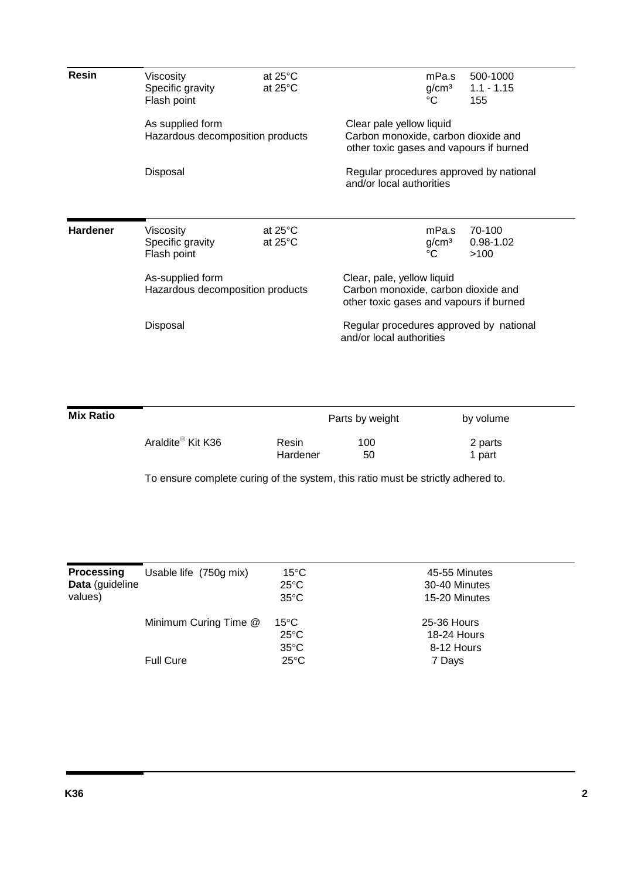## Resin

| Property | Condition | Unit | Value |
|---|---|---|---|
| Viscosity | at 25°C | mPa.s | 500-1000 |
| Specific gravity | at 25°C | g/cm³ | 1.1 - 1.15 |
| Flash point | | °C | 155 |

| | |
|---|---|
| As supplied form | Clear pale yellow liquid |
| Hazardous decomposition products | Carbon monoxide, carbon dioxide and other toxic gases and vapours if burned |
| Disposal | Regular procedures approved by national and/or local authorities |

## Hardener

| Property | Condition | Unit | Value |
|---|---|---|---|
| Viscosity | at 25°C | mPa.s | 70-100 |
| Specific gravity | at 25°C | g/cm³ | 0.98-1.02 |
| Flash point | | °C | >100 |

| | |
|---|---|
| As-supplied form | Clear, pale, yellow liquid |
| Hazardous decomposition products | Carbon monoxide, carbon dioxide and other toxic gases and vapours if burned |
| Disposal | Regular procedures approved by national and/or local authorities |

## Mix Ratio

| | | Parts by weight | by volume |
|---|---|---|---|
| Araldite® Kit K36 | Resin | 100 | 2 parts |
| | Hardener | 50 | 1 part |

To ensure complete curing of the system, this ratio must be strictly adhered to.

## Processing Data (guideline values)

| | Temperature | Value |
|---|---|---|
| Usable life (750g mix) | 15°C | 45-55 Minutes |
| | 25°C | 30-40 Minutes |
| | 35°C | 15-20 Minutes |
| Minimum Curing Time @ | 15°C | 25-36 Hours |
| | 25°C | 18-24 Hours |
| | 35°C | 8-12 Hours |
| Full Cure | 25°C | 7 Days |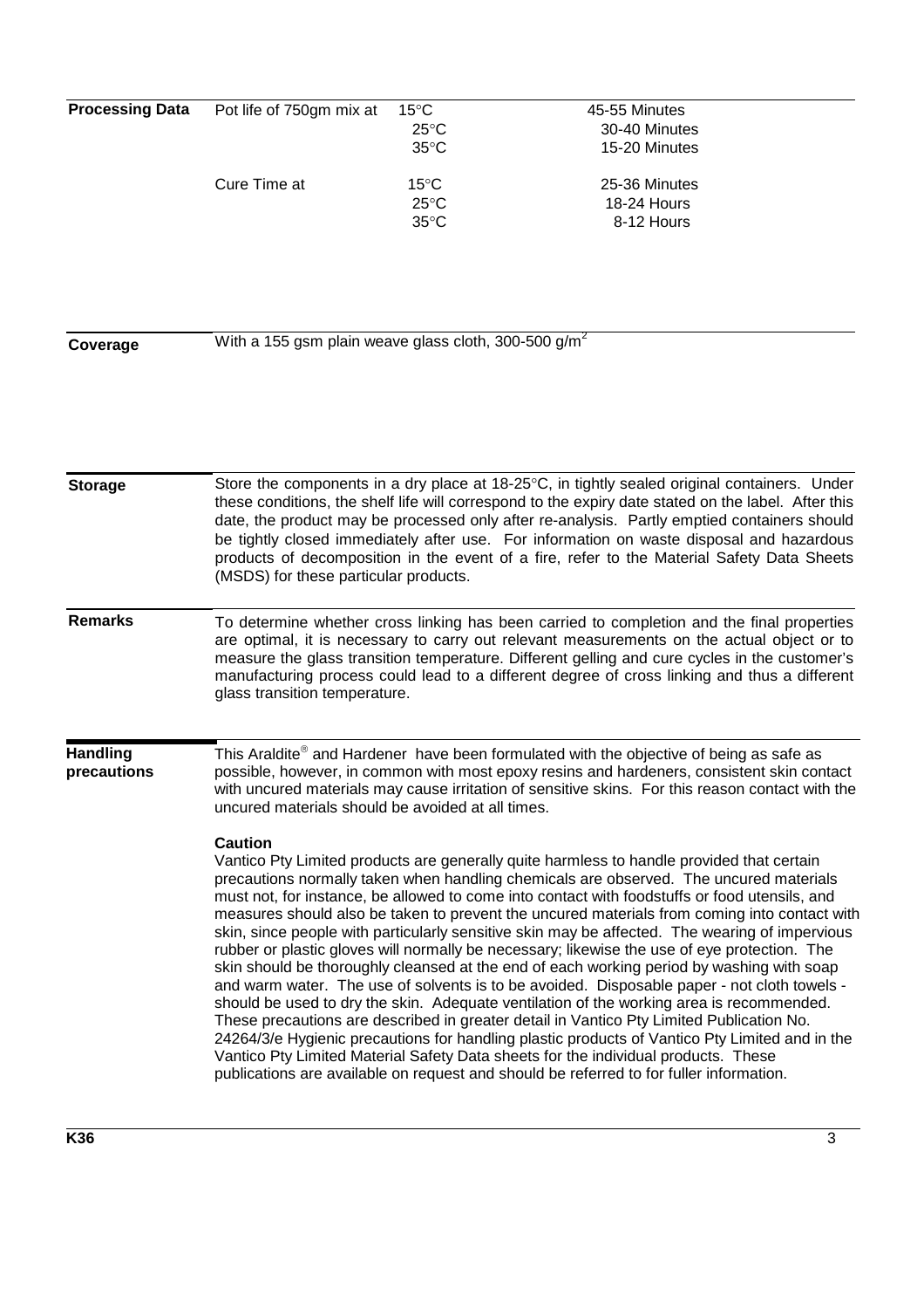## Processing Data

| | | |
|---|---|---|
| Pot life of 750gm mix at | 15°C | 45-55 Minutes |
| | 25°C | 30-40 Minutes |
| | 35°C | 15-20 Minutes |
| Cure Time at | 15°C | 25-36 Minutes |
| | 25°C | 18-24 Hours |
| | 35°C | 8-12 Hours |

## Coverage

With a 155 gsm plain weave glass cloth, 300-500 g/m$^2$

## Storage

Store the components in a dry place at 18-25°C, in tightly sealed original containers. Under these conditions, the shelf life will correspond to the expiry date stated on the label. After this date, the product may be processed only after re-analysis. Partly emptied containers should be tightly closed immediately after use. For information on waste disposal and hazardous products of decomposition in the event of a fire, refer to the Material Safety Data Sheets (MSDS) for these particular products.

## Remarks

To determine whether cross linking has been carried to completion and the final properties are optimal, it is necessary to carry out relevant measurements on the actual object or to measure the glass transition temperature. Different gelling and cure cycles in the customer's manufacturing process could lead to a different degree of cross linking and thus a different glass transition temperature.

## Handling precautions

This Araldite® and Hardener have been formulated with the objective of being as safe as possible, however, in common with most epoxy resins and hardeners, consistent skin contact with uncured materials may cause irritation of sensitive skins. For this reason contact with the uncured materials should be avoided at all times.

**Caution**

Vantico Pty Limited products are generally quite harmless to handle provided that certain precautions normally taken when handling chemicals are observed. The uncured materials must not, for instance, be allowed to come into contact with foodstuffs or food utensils, and measures should also be taken to prevent the uncured materials from coming into contact with skin, since people with particularly sensitive skin may be affected. The wearing of impervious rubber or plastic gloves will normally be necessary; likewise the use of eye protection. The skin should be thoroughly cleansed at the end of each working period by washing with soap and warm water. The use of solvents is to be avoided. Disposable paper - not cloth towels - should be used to dry the skin. Adequate ventilation of the working area is recommended. These precautions are described in greater detail in Vantico Pty Limited Publication No. 24264/3/e Hygienic precautions for handling plastic products of Vantico Pty Limited and in the Vantico Pty Limited Material Safety Data sheets for the individual products. These publications are available on request and should be referred to for fuller information.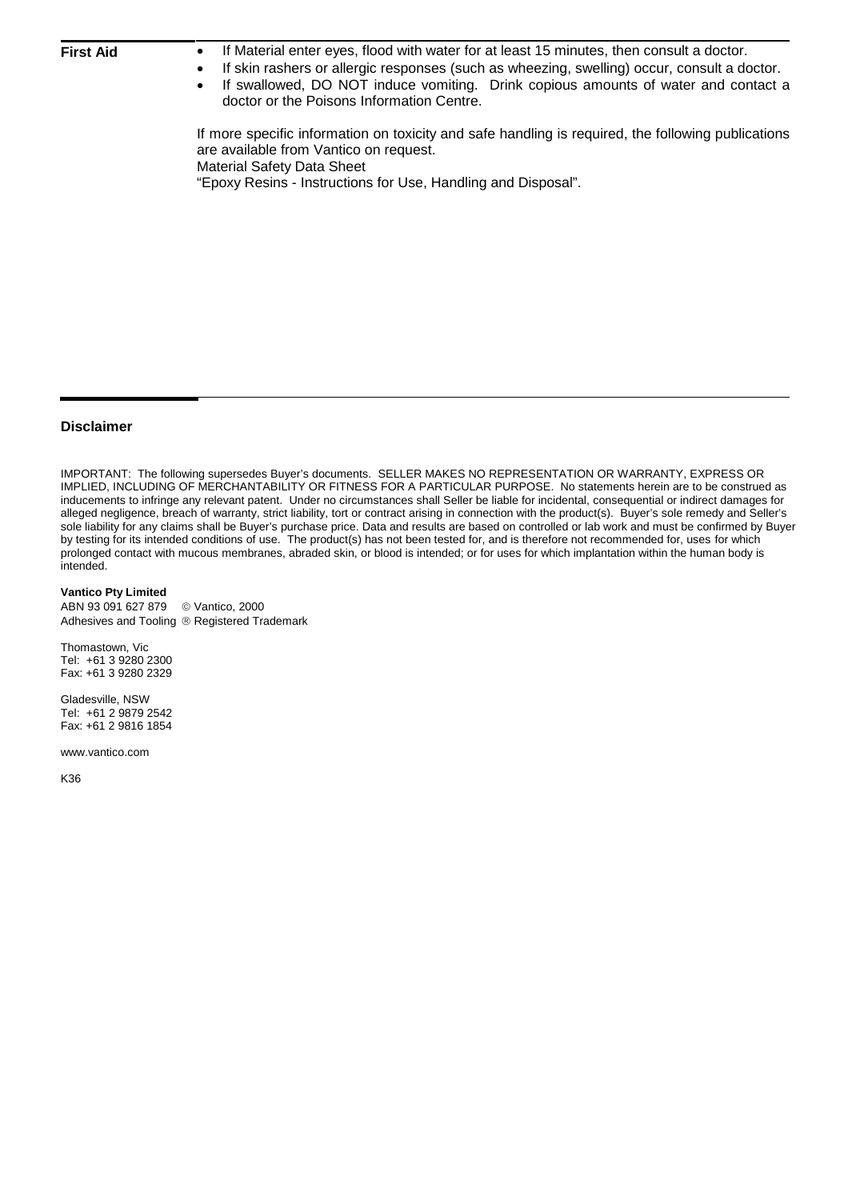**First Aid**

- If Material enter eyes, flood with water for at least 15 minutes, then consult a doctor.
- If skin rashers or allergic responses (such as wheezing, swelling) occur, consult a doctor.
- If swallowed, DO NOT induce vomiting. Drink copious amounts of water and contact a doctor or the Poisons Information Centre.

If more specific information on toxicity and safe handling is required, the following publications are available from Vantico on request.
Material Safety Data Sheet
"Epoxy Resins - Instructions for Use, Handling and Disposal".

## Disclaimer

IMPORTANT: The following supersedes Buyer's documents. SELLER MAKES NO REPRESENTATION OR WARRANTY, EXPRESS OR IMPLIED, INCLUDING OF MERCHANTABILITY OR FITNESS FOR A PARTICULAR PURPOSE. No statements herein are to be construed as inducements to infringe any relevant patent. Under no circumstances shall Seller be liable for incidental, consequential or indirect damages for alleged negligence, breach of warranty, strict liability, tort or contract arising in connection with the product(s). Buyer's sole remedy and Seller's sole liability for any claims shall be Buyer's purchase price. Data and results are based on controlled or lab work and must be confirmed by Buyer by testing for its intended conditions of use. The product(s) has not been tested for, and is therefore not recommended for, uses for which prolonged contact with mucous membranes, abraded skin, or blood is intended; or for uses for which implantation within the human body is intended.

**Vantico Pty Limited**
ABN 93 091 627 879 © Vantico, 2000
Adhesives and Tooling ® Registered Trademark

Thomastown, Vic
Tel: +61 3 9280 2300
Fax: +61 3 9280 2329

Gladesville, NSW
Tel: +61 2 9879 2542
Fax: +61 2 9816 1854

www.vantico.com

K36